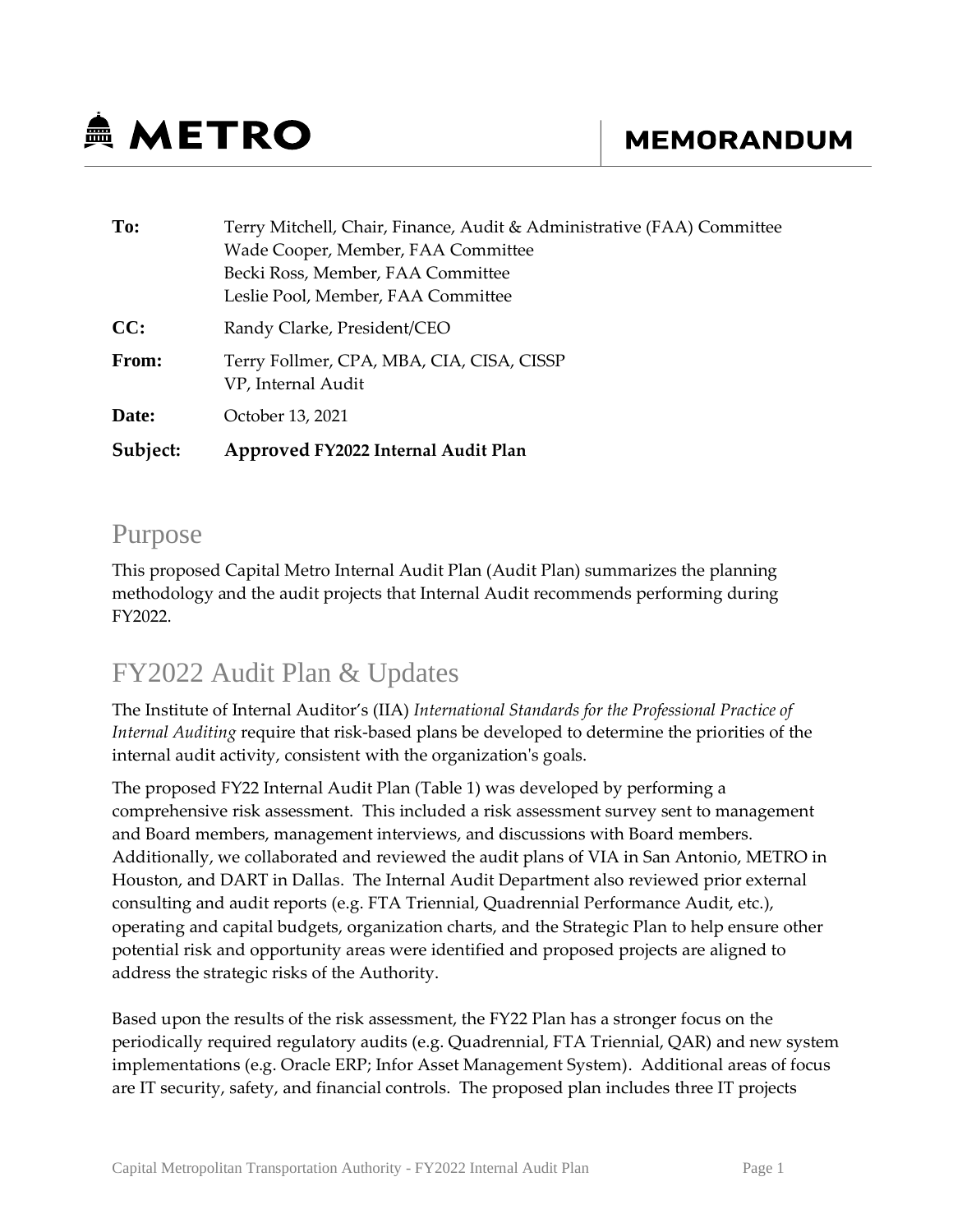# METRO

# MEMORANDUM

| | |
|---|---|
| **To:** | Terry Mitchell, Chair, Finance, Audit & Administrative (FAA) Committee<br>Wade Cooper, Member, FAA Committee<br>Becki Ross, Member, FAA Committee<br>Leslie Pool, Member, FAA Committee |
| **CC:** | Randy Clarke, President/CEO |
| **From:** | Terry Follmer, CPA, MBA, CIA, CISA, CISSP<br>VP, Internal Audit |
| **Date:** | October 13, 2021 |
| **Subject:** | **Approved FY2022 Internal Audit Plan** |

## Purpose

This proposed Capital Metro Internal Audit Plan (Audit Plan) summarizes the planning methodology and the audit projects that Internal Audit recommends performing during FY2022.

## FY2022 Audit Plan & Updates

The Institute of Internal Auditor's (IIA) *International Standards for the Professional Practice of Internal Auditing* require that risk-based plans be developed to determine the priorities of the internal audit activity, consistent with the organization's goals.

The proposed FY22 Internal Audit Plan (Table 1) was developed by performing a comprehensive risk assessment. This included a risk assessment survey sent to management and Board members, management interviews, and discussions with Board members. Additionally, we collaborated and reviewed the audit plans of VIA in San Antonio, METRO in Houston, and DART in Dallas. The Internal Audit Department also reviewed prior external consulting and audit reports (e.g. FTA Triennial, Quadrennial Performance Audit, etc.), operating and capital budgets, organization charts, and the Strategic Plan to help ensure other potential risk and opportunity areas were identified and proposed projects are aligned to address the strategic risks of the Authority.

Based upon the results of the risk assessment, the FY22 Plan has a stronger focus on the periodically required regulatory audits (e.g. Quadrennial, FTA Triennial, QAR) and new system implementations (e.g. Oracle ERP; Infor Asset Management System). Additional areas of focus are IT security, safety, and financial controls. The proposed plan includes three IT projects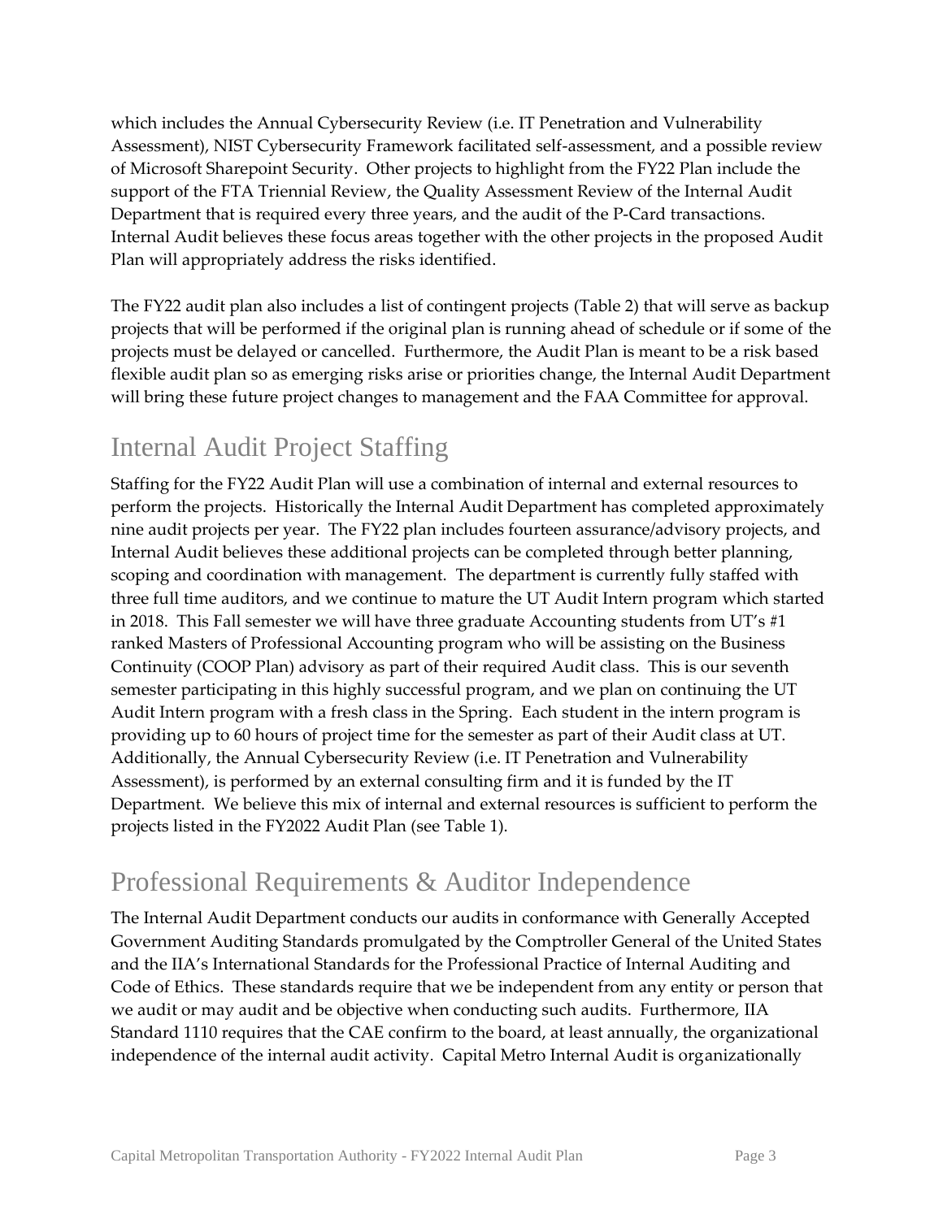which includes the Annual Cybersecurity Review (i.e. IT Penetration and Vulnerability Assessment), NIST Cybersecurity Framework facilitated self-assessment, and a possible review of Microsoft Sharepoint Security. Other projects to highlight from the FY22 Plan include the support of the FTA Triennial Review, the Quality Assessment Review of the Internal Audit Department that is required every three years, and the audit of the P-Card transactions. Internal Audit believes these focus areas together with the other projects in the proposed Audit Plan will appropriately address the risks identified.

The FY22 audit plan also includes a list of contingent projects (Table 2) that will serve as backup projects that will be performed if the original plan is running ahead of schedule or if some of the projects must be delayed or cancelled. Furthermore, the Audit Plan is meant to be a risk based flexible audit plan so as emerging risks arise or priorities change, the Internal Audit Department will bring these future project changes to management and the FAA Committee for approval.

## Internal Audit Project Staffing

Staffing for the FY22 Audit Plan will use a combination of internal and external resources to perform the projects. Historically the Internal Audit Department has completed approximately nine audit projects per year. The FY22 plan includes fourteen assurance/advisory projects, and Internal Audit believes these additional projects can be completed through better planning, scoping and coordination with management. The department is currently fully staffed with three full time auditors, and we continue to mature the UT Audit Intern program which started in 2018. This Fall semester we will have three graduate Accounting students from UT's #1 ranked Masters of Professional Accounting program who will be assisting on the Business Continuity (COOP Plan) advisory as part of their required Audit class. This is our seventh semester participating in this highly successful program, and we plan on continuing the UT Audit Intern program with a fresh class in the Spring. Each student in the intern program is providing up to 60 hours of project time for the semester as part of their Audit class at UT. Additionally, the Annual Cybersecurity Review (i.e. IT Penetration and Vulnerability Assessment), is performed by an external consulting firm and it is funded by the IT Department. We believe this mix of internal and external resources is sufficient to perform the projects listed in the FY2022 Audit Plan (see Table 1).

## Professional Requirements & Auditor Independence

The Internal Audit Department conducts our audits in conformance with Generally Accepted Government Auditing Standards promulgated by the Comptroller General of the United States and the IIA's International Standards for the Professional Practice of Internal Auditing and Code of Ethics. These standards require that we be independent from any entity or person that we audit or may audit and be objective when conducting such audits. Furthermore, IIA Standard 1110 requires that the CAE confirm to the board, at least annually, the organizational independence of the internal audit activity. Capital Metro Internal Audit is organizationally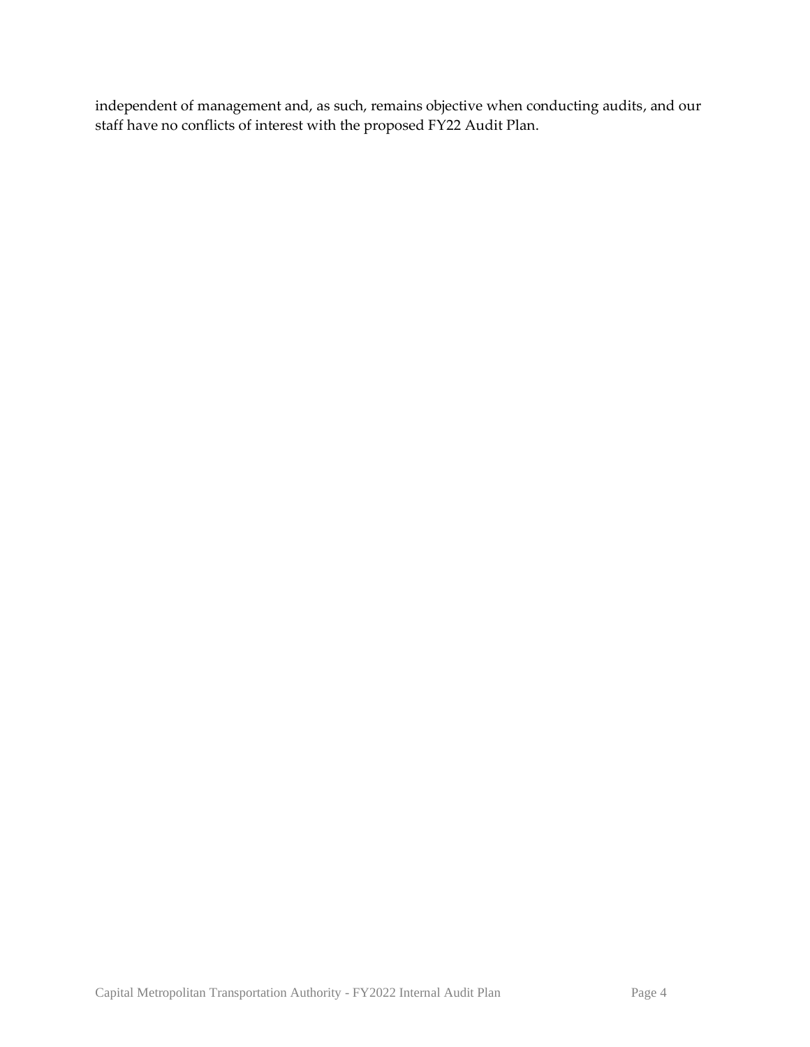independent of management and, as such, remains objective when conducting audits, and our staff have no conflicts of interest with the proposed FY22 Audit Plan.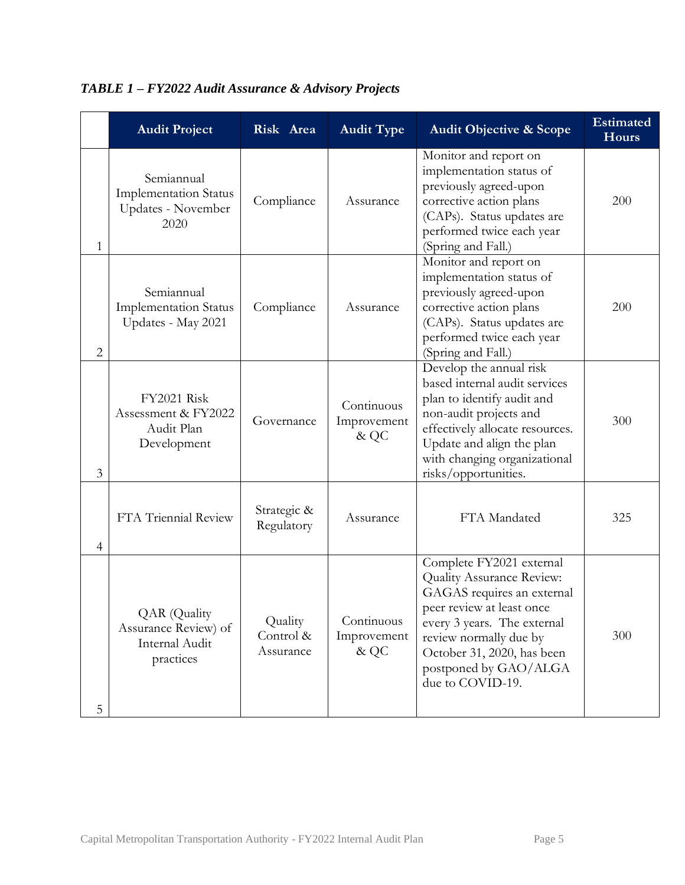***TABLE 1 – FY2022 Audit Assurance & Advisory Projects***

| | Audit Project | Risk Area | Audit Type | Audit Objective & Scope | Estimated Hours |
|---|---|---|---|---|---|
| 1 | Semiannual Implementation Status Updates - November 2020 | Compliance | Assurance | Monitor and report on implementation status of previously agreed-upon corrective action plans (CAPs). Status updates are performed twice each year (Spring and Fall.) | 200 |
| 2 | Semiannual Implementation Status Updates - May 2021 | Compliance | Assurance | Monitor and report on implementation status of previously agreed-upon corrective action plans (CAPs). Status updates are performed twice each year (Spring and Fall.) | 200 |
| 3 | FY2021 Risk Assessment & FY2022 Audit Plan Development | Governance | Continuous Improvement & QC | Develop the annual risk based internal audit services plan to identify audit and non-audit projects and effectively allocate resources. Update and align the plan with changing organizational risks/opportunities. | 300 |
| 4 | FTA Triennial Review | Strategic & Regulatory | Assurance | FTA Mandated | 325 |
| 5 | QAR (Quality Assurance Review) of Internal Audit practices | Quality Control & Assurance | Continuous Improvement & QC | Complete FY2021 external Quality Assurance Review: GAGAS requires an external peer review at least once every 3 years. The external review normally due by October 31, 2020, has been postponed by GAO/ALGA due to COVID-19. | 300 |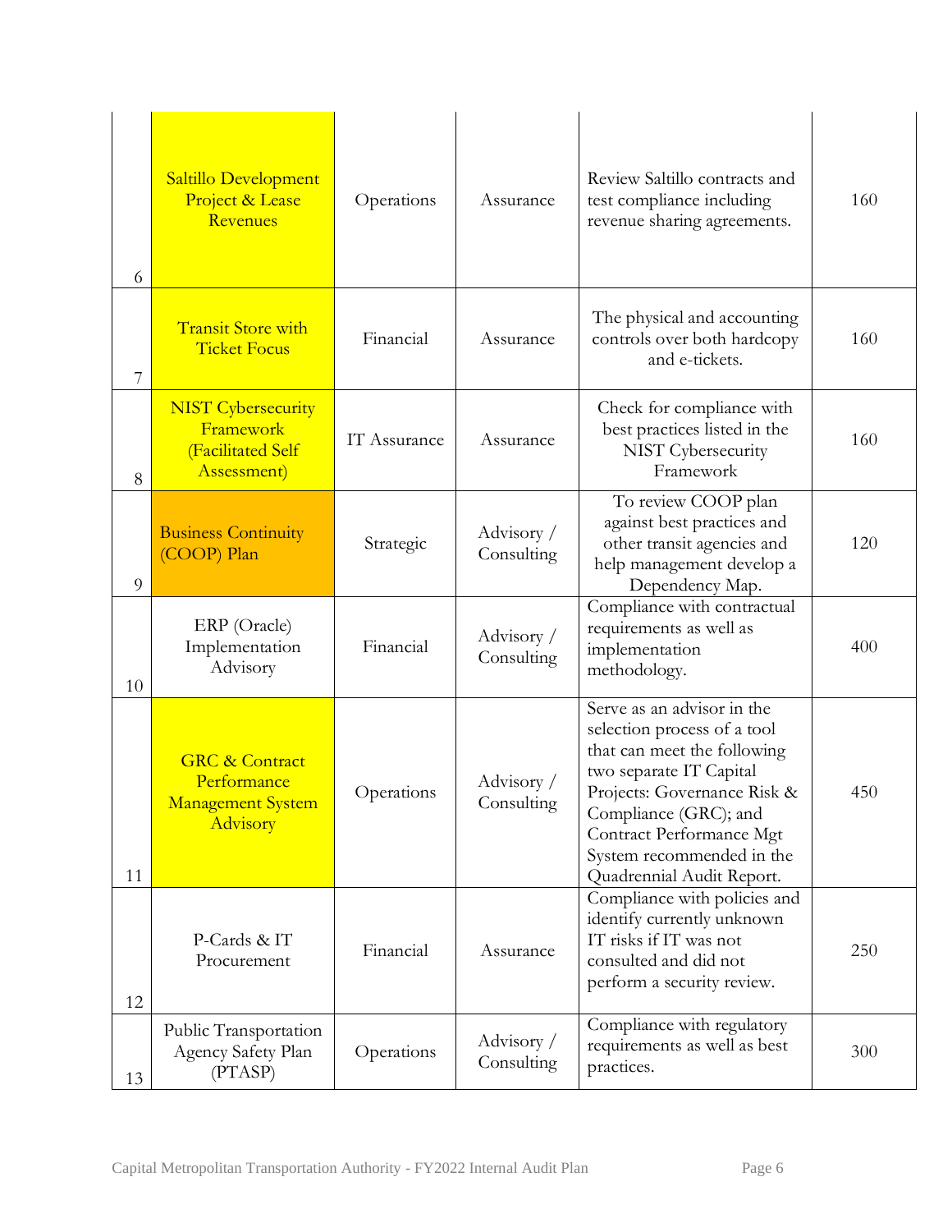| | | | | | |
|---|---|---|---|---|---|
| 6 | Saltillo Development Project & Lease Revenues | Operations | Assurance | Review Saltillo contracts and test compliance including revenue sharing agreements. | 160 |
| 7 | Transit Store with Ticket Focus | Financial | Assurance | The physical and accounting controls over both hardcopy and e-tickets. | 160 |
| 8 | NIST Cybersecurity Framework (Facilitated Self Assessment) | IT Assurance | Assurance | Check for compliance with best practices listed in the NIST Cybersecurity Framework | 160 |
| 9 | Business Continuity (COOP) Plan | Strategic | Advisory / Consulting | To review COOP plan against best practices and other transit agencies and help management develop a Dependency Map. | 120 |
| 10 | ERP (Oracle) Implementation Advisory | Financial | Advisory / Consulting | Compliance with contractual requirements as well as implementation methodology. | 400 |
| 11 | GRC & Contract Performance Management System Advisory | Operations | Advisory / Consulting | Serve as an advisor in the selection process of a tool that can meet the following two separate IT Capital Projects: Governance Risk & Compliance (GRC); and Contract Performance Mgt System recommended in the Quadrennial Audit Report. | 450 |
| 12 | P-Cards & IT Procurement | Financial | Assurance | Compliance with policies and identify currently unknown IT risks if IT was not consulted and did not perform a security review. | 250 |
| 13 | Public Transportation Agency Safety Plan (PTASP) | Operations | Advisory / Consulting | Compliance with regulatory requirements as well as best practices. | 300 |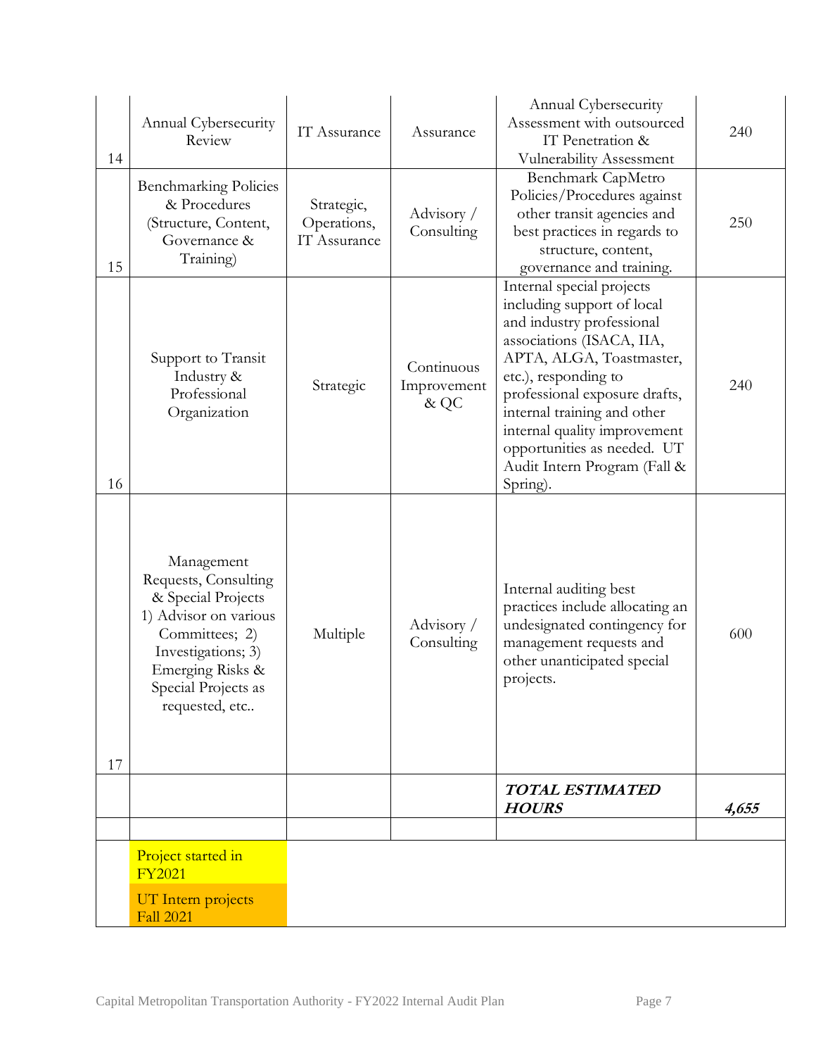| 14 | Annual Cybersecurity Review | IT Assurance | Assurance | Annual Cybersecurity Assessment with outsourced IT Penetration & Vulnerability Assessment | 240 |
|---|---|---|---|---|---|
| 15 | Benchmarking Policies & Procedures (Structure, Content, Governance & Training) | Strategic, Operations, IT Assurance | Advisory / Consulting | Benchmark CapMetro Policies/Procedures against other transit agencies and best practices in regards to structure, content, governance and training. | 250 |
| 16 | Support to Transit Industry & Professional Organization | Strategic | Continuous Improvement & QC | Internal special projects including support of local and industry professional associations (ISACA, IIA, APTA, ALGA, Toastmaster, etc.), responding to professional exposure drafts, internal training and other internal quality improvement opportunities as needed. UT Audit Intern Program (Fall & Spring). | 240 |
| 17 | Management Requests, Consulting & Special Projects 1) Advisor on various Committees; 2) Investigations; 3) Emerging Risks & Special Projects as requested, etc.. | Multiple | Advisory / Consulting | Internal auditing best practices include allocating an undesignated contingency for management requests and other unanticipated special projects. | 600 |
| | | | | ***TOTAL ESTIMATED HOURS*** | ***4,655*** |
| | | | | | |
| | Project started in FY2021 | | | | |
| | UT Intern projects Fall 2021 | | | | |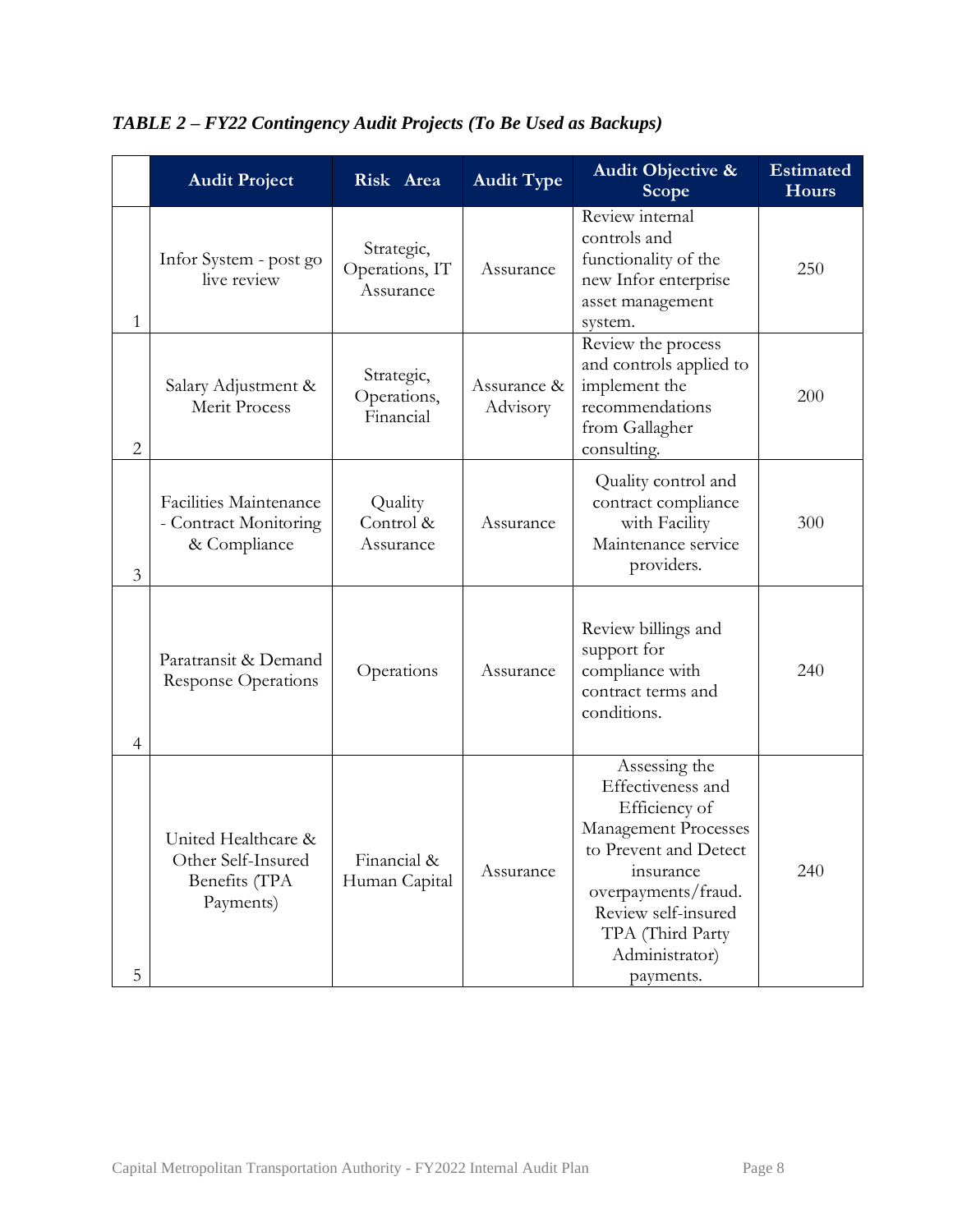*TABLE 2 – FY22 Contingency Audit Projects (To Be Used as Backups)*

| | Audit Project | Risk Area | Audit Type | Audit Objective & Scope | Estimated Hours |
|---|---|---|---|---|---|
| 1 | Infor System - post go live review | Strategic, Operations, IT Assurance | Assurance | Review internal controls and functionality of the new Infor enterprise asset management system. | 250 |
| 2 | Salary Adjustment & Merit Process | Strategic, Operations, Financial | Assurance & Advisory | Review the process and controls applied to implement the recommendations from Gallagher consulting. | 200 |
| 3 | Facilities Maintenance - Contract Monitoring & Compliance | Quality Control & Assurance | Assurance | Quality control and contract compliance with Facility Maintenance service providers. | 300 |
| 4 | Paratransit & Demand Response Operations | Operations | Assurance | Review billings and support for compliance with contract terms and conditions. | 240 |
| 5 | United Healthcare & Other Self-Insured Benefits (TPA Payments) | Financial & Human Capital | Assurance | Assessing the Effectiveness and Efficiency of Management Processes to Prevent and Detect insurance overpayments/fraud. Review self-insured TPA (Third Party Administrator) payments. | 240 |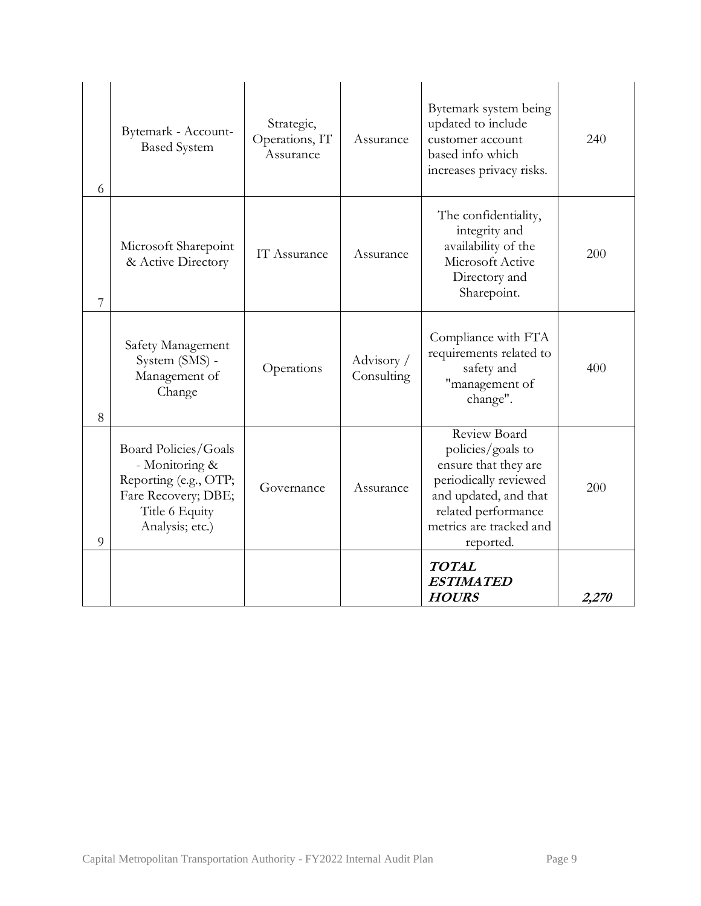| | | | | | |
|---|---|---|---|---|---|
| 6 | Bytemark - Account-Based System | Strategic, Operations, IT Assurance | Assurance | Bytemark system being updated to include customer account based info which increases privacy risks. | 240 |
| 7 | Microsoft Sharepoint & Active Directory | IT Assurance | Assurance | The confidentiality, integrity and availability of the Microsoft Active Directory and Sharepoint. | 200 |
| 8 | Safety Management System (SMS) - Management of Change | Operations | Advisory / Consulting | Compliance with FTA requirements related to safety and "management of change". | 400 |
| 9 | Board Policies/Goals - Monitoring & Reporting (e.g., OTP; Fare Recovery; DBE; Title 6 Equity Analysis; etc.) | Governance | Assurance | Review Board policies/goals to ensure that they are periodically reviewed and updated, and that related performance metrics are tracked and reported. | 200 |
| | | | | ***TOTAL ESTIMATED HOURS*** | ***2,270*** |